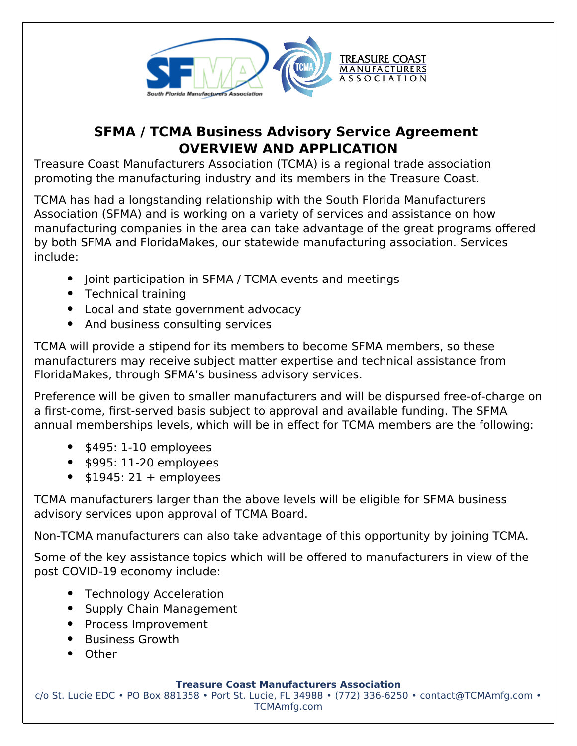# SFMA / TCMA Business Advisory Service Agreement
## OVERVIEW AND APPLICATION

Treasure Coast Manufacturers Association (TCMA) is a regional trade association promoting the manufacturing industry and its members in the Treasure Coast.

TCMA has had a longstanding relationship with the South Florida Manufacturers Association (SFMA) and is working on a variety of services and assistance on how manufacturing companies in the area can take advantage of the great programs offered by both SFMA and FloridaMakes, our statewide manufacturing association. Services include:

- Joint participation in SFMA / TCMA events and meetings
- Technical training
- Local and state government advocacy
- And business consulting services

TCMA will provide a stipend for its members to become SFMA members, so these manufacturers may receive subject matter expertise and technical assistance from FloridaMakes, through SFMA's business advisory services.

Preference will be given to smaller manufacturers and will be dispursed free-of-charge on a first-come, first-served basis subject to approval and available funding. The SFMA annual memberships levels, which will be in effect for TCMA members are the following:

- $495: 1-10 employees
- $995: 11-20 employees
- $1945: 21 + employees

TCMA manufacturers larger than the above levels will be eligible for SFMA business advisory services upon approval of TCMA Board.

Non-TCMA manufacturers can also take advantage of this opportunity by joining TCMA.

Some of the key assistance topics which will be offered to manufacturers in view of the post COVID-19 economy include:

- Technology Acceleration
- Supply Chain Management
- Process Improvement
- Business Growth
- Other

**Treasure Coast Manufacturers Association**
c/o St. Lucie EDC • PO Box 881358 • Port St. Lucie, FL 34988 • (772) 336-6250 • contact@TCMAmfg.com • TCMAmfg.com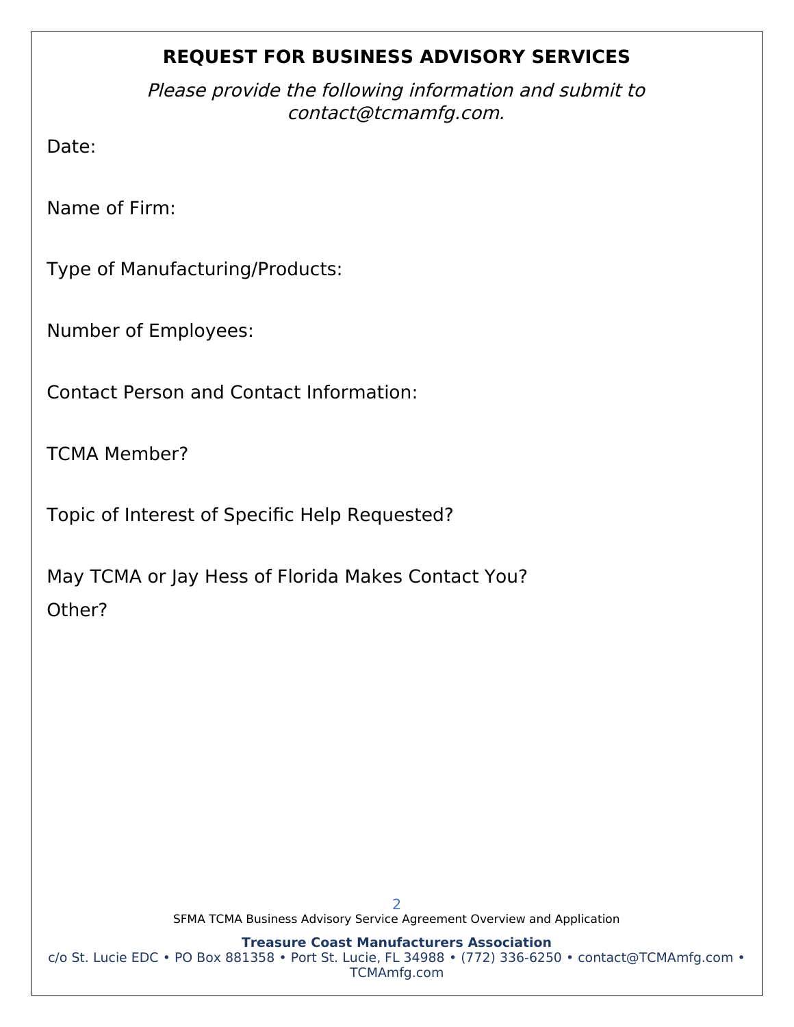# REQUEST FOR BUSINESS ADVISORY SERVICES

*Please provide the following information and submit to contact@tcmamfg.com.*

Date:

Name of Firm:

Type of Manufacturing/Products:

Number of Employees:

Contact Person and Contact Information:

TCMA Member?

Topic of Interest of Specific Help Requested?

May TCMA or Jay Hess of Florida Makes Contact You?

Other?